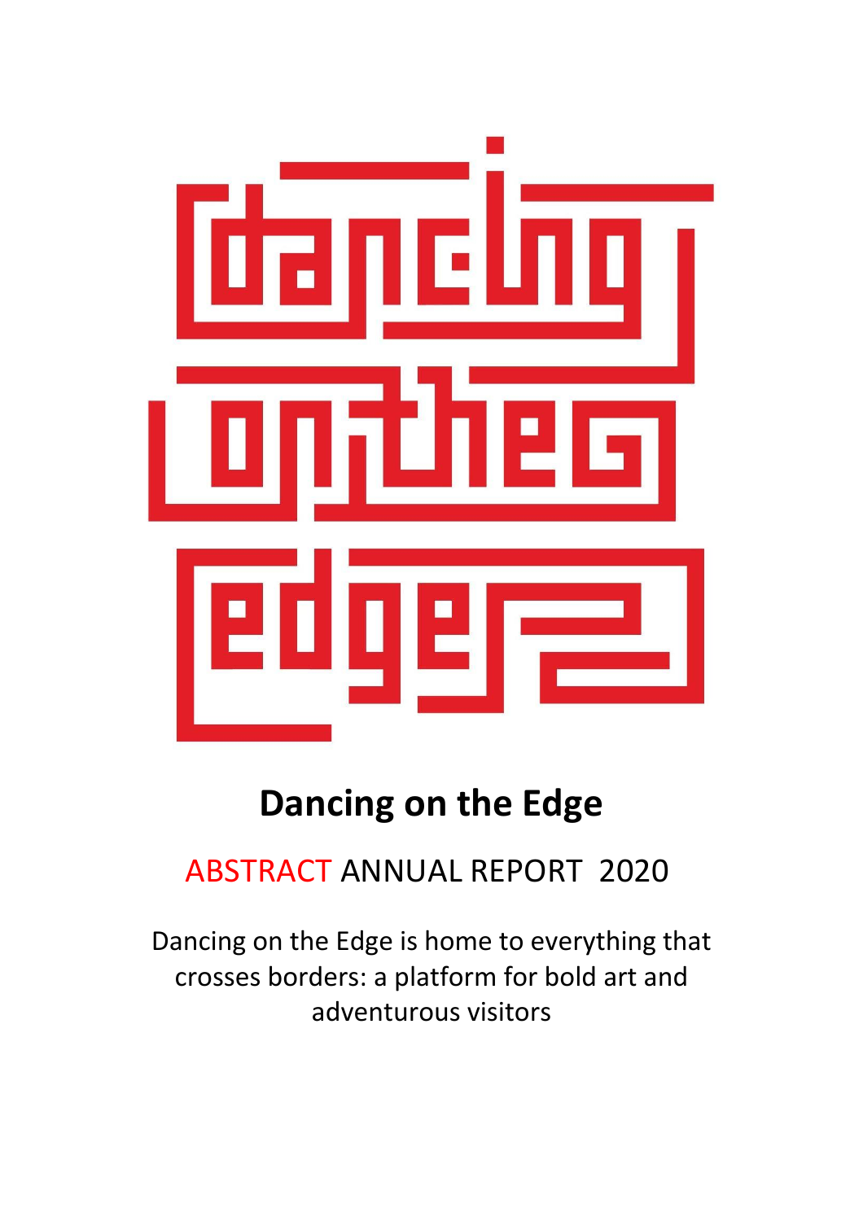# Dancing on the Edge

## ABSTRACT ANNUAL REPORT 2020

Dancing on the Edge is home to everything that crosses borders: a platform for bold art and adventurous visitors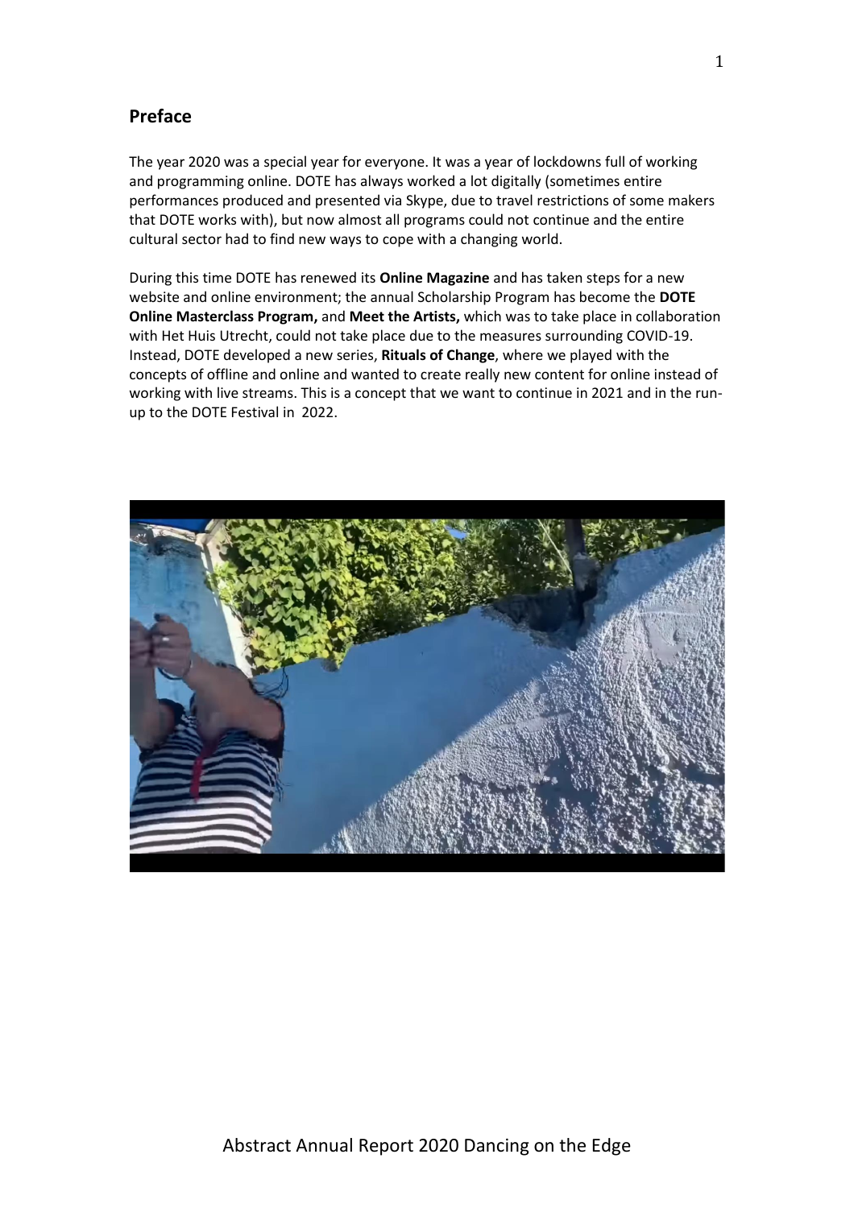## Preface

The year 2020 was a special year for everyone. It was a year of lockdowns full of working and programming online. DOTE has always worked a lot digitally (sometimes entire performances produced and presented via Skype, due to travel restrictions of some makers that DOTE works with), but now almost all programs could not continue and the entire cultural sector had to find new ways to cope with a changing world.

During this time DOTE has renewed its **Online Magazine** and has taken steps for a new website and online environment; the annual Scholarship Program has become the **DOTE Online Masterclass Program,** and **Meet the Artists,** which was to take place in collaboration with Het Huis Utrecht, could not take place due to the measures surrounding COVID-19. Instead, DOTE developed a new series, **Rituals of Change**, where we played with the concepts of offline and online and wanted to create really new content for online instead of working with live streams. This is a concept that we want to continue in 2021 and in the run-up to the DOTE Festival in 2022.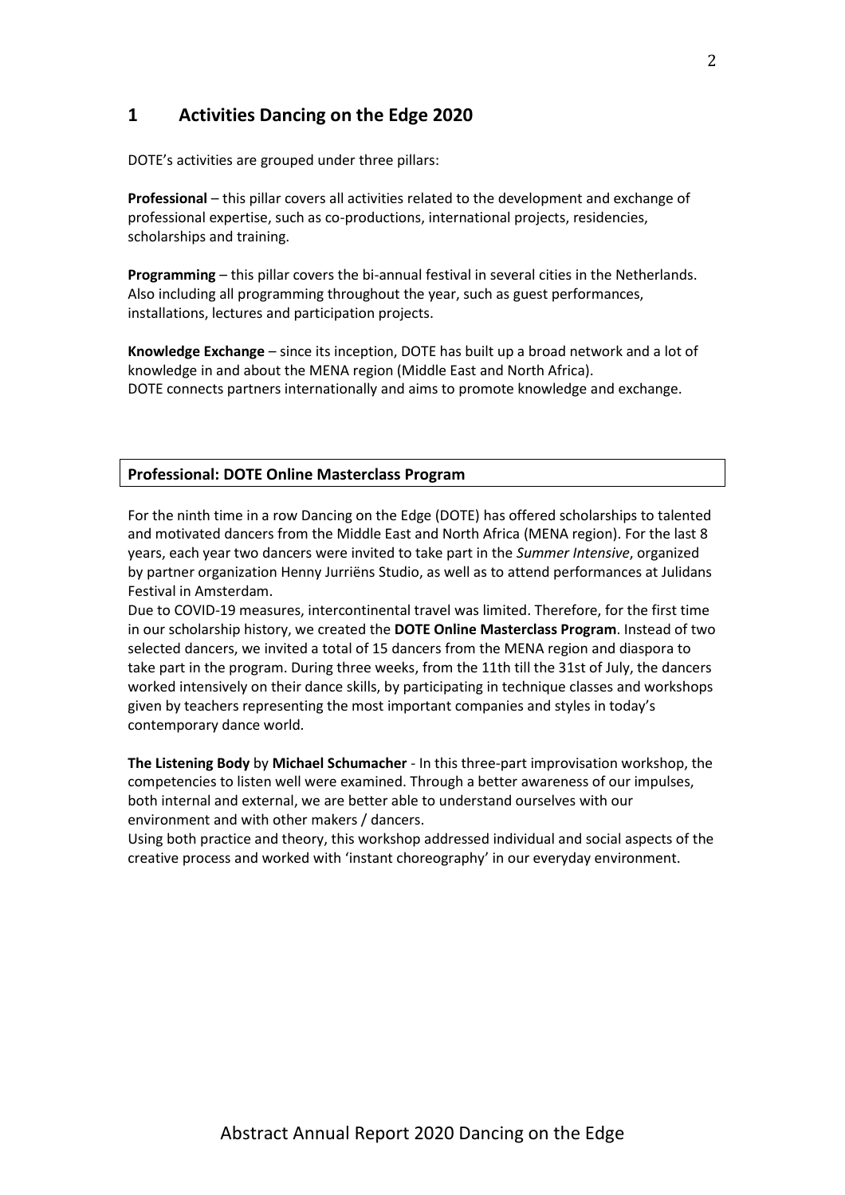# 1 Activities Dancing on the Edge 2020

DOTE's activities are grouped under three pillars:

**Professional** – this pillar covers all activities related to the development and exchange of professional expertise, such as co-productions, international projects, residencies, scholarships and training.

**Programming** – this pillar covers the bi-annual festival in several cities in the Netherlands. Also including all programming throughout the year, such as guest performances, installations, lectures and participation projects.

**Knowledge Exchange** – since its inception, DOTE has built up a broad network and a lot of knowledge in and about the MENA region (Middle East and North Africa).
DOTE connects partners internationally and aims to promote knowledge and exchange.

## Professional: DOTE Online Masterclass Program

For the ninth time in a row Dancing on the Edge (DOTE) has offered scholarships to talented and motivated dancers from the Middle East and North Africa (MENA region). For the last 8 years, each year two dancers were invited to take part in the *Summer Intensive*, organized by partner organization Henny Jurriëns Studio, as well as to attend performances at Julidans Festival in Amsterdam.
Due to COVID-19 measures, intercontinental travel was limited. Therefore, for the first time in our scholarship history, we created the **DOTE Online Masterclass Program**. Instead of two selected dancers, we invited a total of 15 dancers from the MENA region and diaspora to take part in the program. During three weeks, from the 11th till the 31st of July, the dancers worked intensively on their dance skills, by participating in technique classes and workshops given by teachers representing the most important companies and styles in today's contemporary dance world.

**The Listening Body** by **Michael Schumacher** - In this three-part improvisation workshop, the competencies to listen well were examined. Through a better awareness of our impulses, both internal and external, we are better able to understand ourselves with our environment and with other makers / dancers.
Using both practice and theory, this workshop addressed individual and social aspects of the creative process and worked with 'instant choreography' in our everyday environment.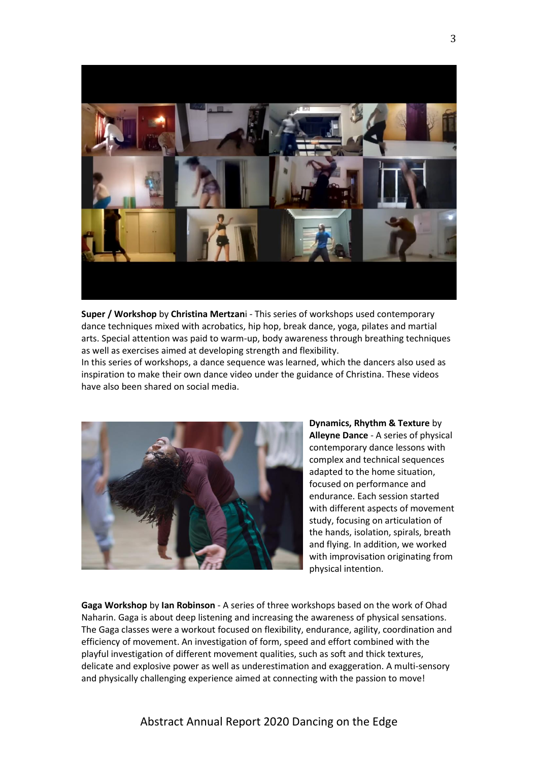**Super / Workshop** by **Christina Mertzani** - This series of workshops used contemporary dance techniques mixed with acrobatics, hip hop, break dance, yoga, pilates and martial arts. Special attention was paid to warm-up, body awareness through breathing techniques as well as exercises aimed at developing strength and flexibility.
In this series of workshops, a dance sequence was learned, which the dancers also used as inspiration to make their own dance video under the guidance of Christina. These videos have also been shared on social media.

**Dynamics, Rhythm & Texture** by **Alleyne Dance** - A series of physical contemporary dance lessons with complex and technical sequences adapted to the home situation, focused on performance and endurance. Each session started with different aspects of movement study, focusing on articulation of the hands, isolation, spirals, breath and flying. In addition, we worked with improvisation originating from physical intention.

**Gaga Workshop** by **Ian Robinson** - A series of three workshops based on the work of Ohad Naharin. Gaga is about deep listening and increasing the awareness of physical sensations. The Gaga classes were a workout focused on flexibility, endurance, agility, coordination and efficiency of movement. An investigation of form, speed and effort combined with the playful investigation of different movement qualities, such as soft and thick textures, delicate and explosive power as well as underestimation and exaggeration. A multi-sensory and physically challenging experience aimed at connecting with the passion to move!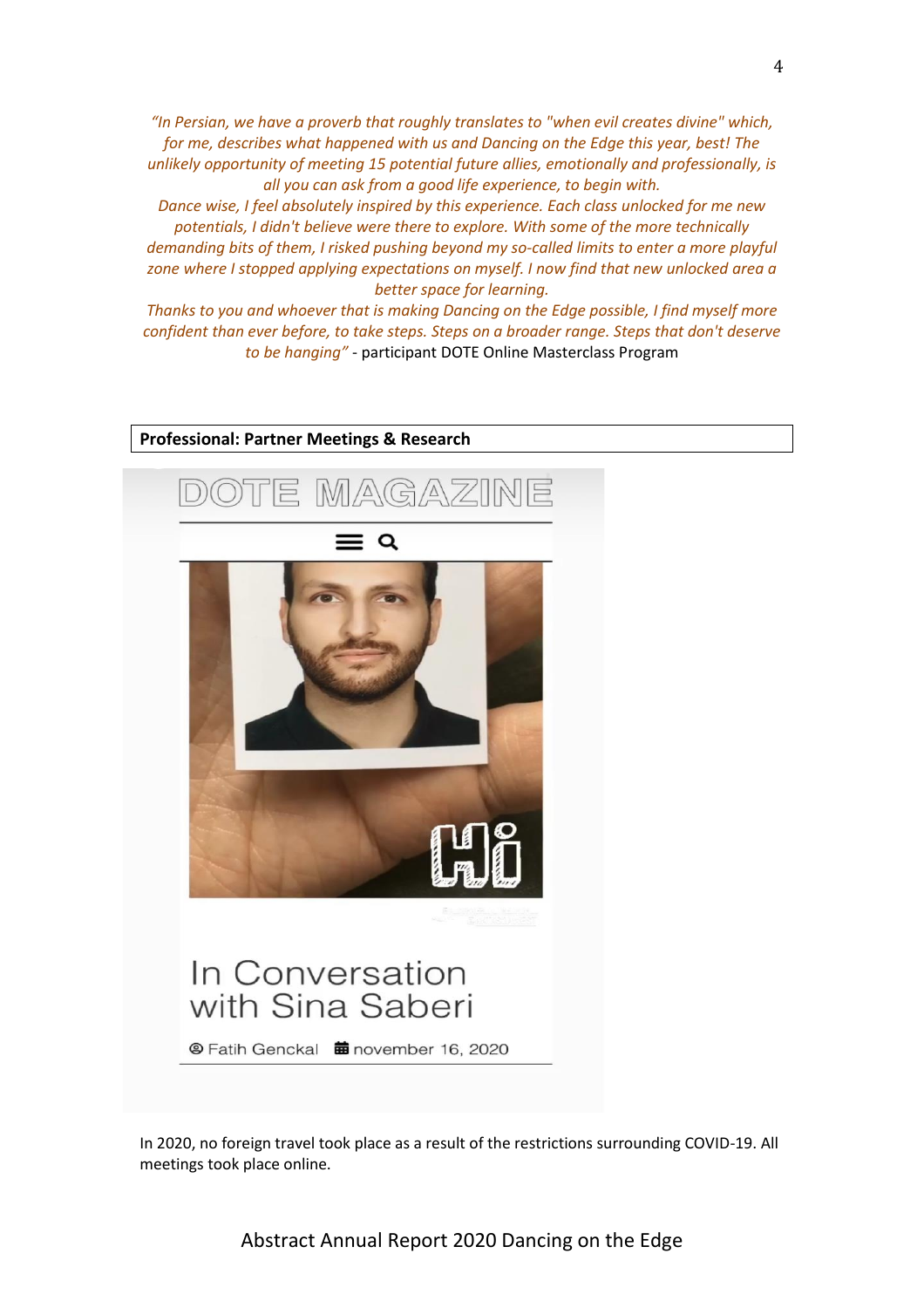*"In Persian, we have a proverb that roughly translates to "when evil creates divine" which, for me, describes what happened with us and Dancing on the Edge this year, best! The unlikely opportunity of meeting 15 potential future allies, emotionally and professionally, is all you can ask from a good life experience, to begin with.*
*Dance wise, I feel absolutely inspired by this experience. Each class unlocked for me new potentials, I didn't believe were there to explore. With some of the more technically demanding bits of them, I risked pushing beyond my so-called limits to enter a more playful zone where I stopped applying expectations on myself. I now find that new unlocked area a better space for learning.*
*Thanks to you and whoever that is making Dancing on the Edge possible, I find myself more confident than ever before, to take steps. Steps on a broader range. Steps that don't deserve to be hanging"* - participant DOTE Online Masterclass Program

**Professional: Partner Meetings & Research**

DOTE MAGAZINE

In Conversation with Sina Saberi

Fatih Genckal november 16, 2020

In 2020, no foreign travel took place as a result of the restrictions surrounding COVID-19. All meetings took place online.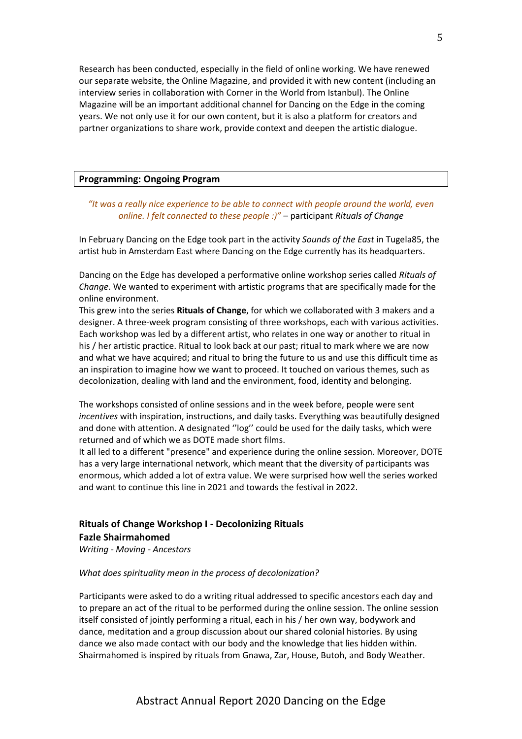Research has been conducted, especially in the field of online working. We have renewed our separate website, the Online Magazine, and provided it with new content (including an interview series in collaboration with Corner in the World from Istanbul). The Online Magazine will be an important additional channel for Dancing on the Edge in the coming years. We not only use it for our own content, but it is also a platform for creators and partner organizations to share work, provide context and deepen the artistic dialogue.

## Programming: Ongoing Program

*"It was a really nice experience to be able to connect with people around the world, even online. I felt connected to these people :)"* – participant *Rituals of Change*

In February Dancing on the Edge took part in the activity *Sounds of the East* in Tugela85, the artist hub in Amsterdam East where Dancing on the Edge currently has its headquarters.

Dancing on the Edge has developed a performative online workshop series called *Rituals of Change*. We wanted to experiment with artistic programs that are specifically made for the online environment.
This grew into the series **Rituals of Change**, for which we collaborated with 3 makers and a designer. A three-week program consisting of three workshops, each with various activities. Each workshop was led by a different artist, who relates in one way or another to ritual in his / her artistic practice. Ritual to look back at our past; ritual to mark where we are now and what we have acquired; and ritual to bring the future to us and use this difficult time as an inspiration to imagine how we want to proceed. It touched on various themes, such as decolonization, dealing with land and the environment, food, identity and belonging.

The workshops consisted of online sessions and in the week before, people were sent *incentives* with inspiration, instructions, and daily tasks. Everything was beautifully designed and done with attention. A designated ''log'' could be used for the daily tasks, which were returned and of which we as DOTE made short films.
It all led to a different "presence" and experience during the online session. Moreover, DOTE has a very large international network, which meant that the diversity of participants was enormous, which added a lot of extra value. We were surprised how well the series worked and want to continue this line in 2021 and towards the festival in 2022.

### Rituals of Change Workshop I - Decolonizing Rituals
### Fazle Shairmahomed

*Writing - Moving - Ancestors*

*What does spirituality mean in the process of decolonization?*

Participants were asked to do a writing ritual addressed to specific ancestors each day and to prepare an act of the ritual to be performed during the online session. The online session itself consisted of jointly performing a ritual, each in his / her own way, bodywork and dance, meditation and a group discussion about our shared colonial histories. By using dance we also made contact with our body and the knowledge that lies hidden within. Shairmahomed is inspired by rituals from Gnawa, Zar, House, Butoh, and Body Weather.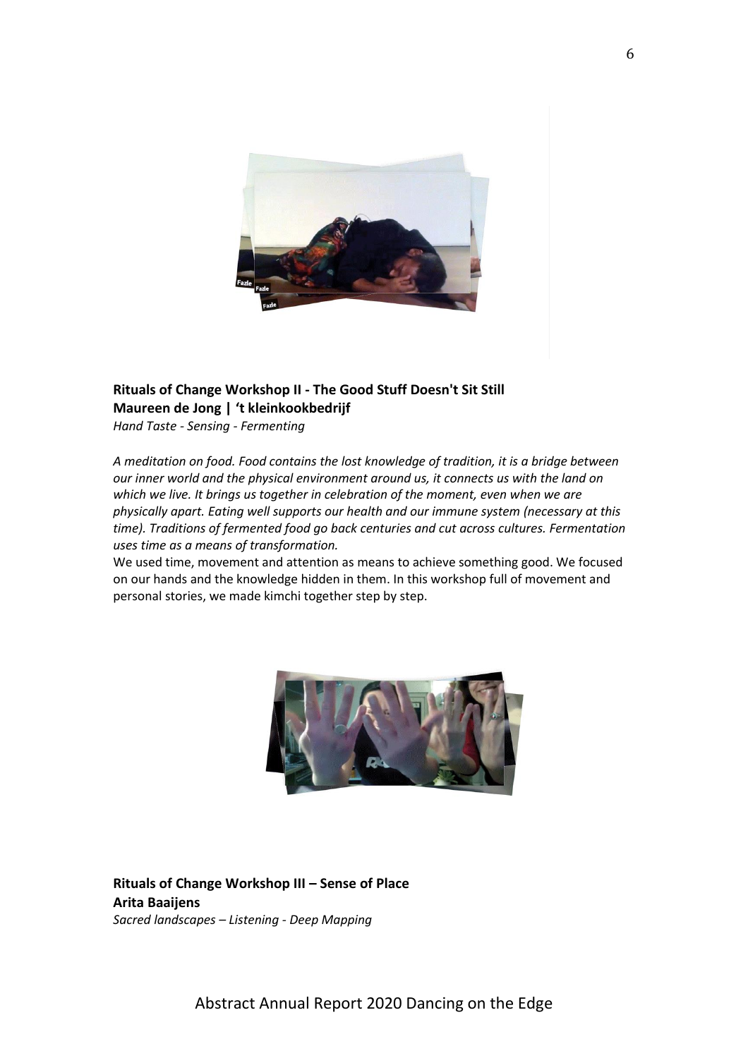**Rituals of Change Workshop II - The Good Stuff Doesn't Sit Still**
**Maureen de Jong | 't kleinkookbedrijf**
*Hand Taste - Sensing - Fermenting*

*A meditation on food. Food contains the lost knowledge of tradition, it is a bridge between our inner world and the physical environment around us, it connects us with the land on which we live. It brings us together in celebration of the moment, even when we are physically apart. Eating well supports our health and our immune system (necessary at this time). Traditions of fermented food go back centuries and cut across cultures. Fermentation uses time as a means of transformation.*

We used time, movement and attention as means to achieve something good. We focused on our hands and the knowledge hidden in them. In this workshop full of movement and personal stories, we made kimchi together step by step.

**Rituals of Change Workshop III – Sense of Place**
**Arita Baaijens**
*Sacred landscapes – Listening - Deep Mapping*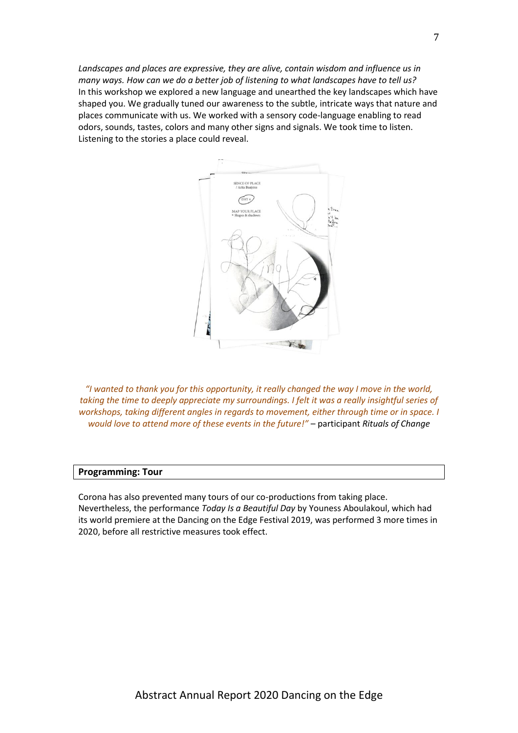*Landscapes and places are expressive, they are alive, contain wisdom and influence us in many ways. How can we do a better job of listening to what landscapes have to tell us?*
In this workshop we explored a new language and unearthed the key landscapes which have shaped you. We gradually tuned our awareness to the subtle, intricate ways that nature and places communicate with us. We worked with a sensory code-language enabling to read odors, sounds, tastes, colors and many other signs and signals. We took time to listen. Listening to the stories a place could reveal.

*"I wanted to thank you for this opportunity, it really changed the way I move in the world, taking the time to deeply appreciate my surroundings. I felt it was a really insightful series of workshops, taking different angles in regards to movement, either through time or in space. I would love to attend more of these events in the future!"* – participant *Rituals of Change*

## Programming: Tour

Corona has also prevented many tours of our co-productions from taking place. Nevertheless, the performance *Today Is a Beautiful Day* by Youness Aboulakoul, which had its world premiere at the Dancing on the Edge Festival 2019, was performed 3 more times in 2020, before all restrictive measures took effect.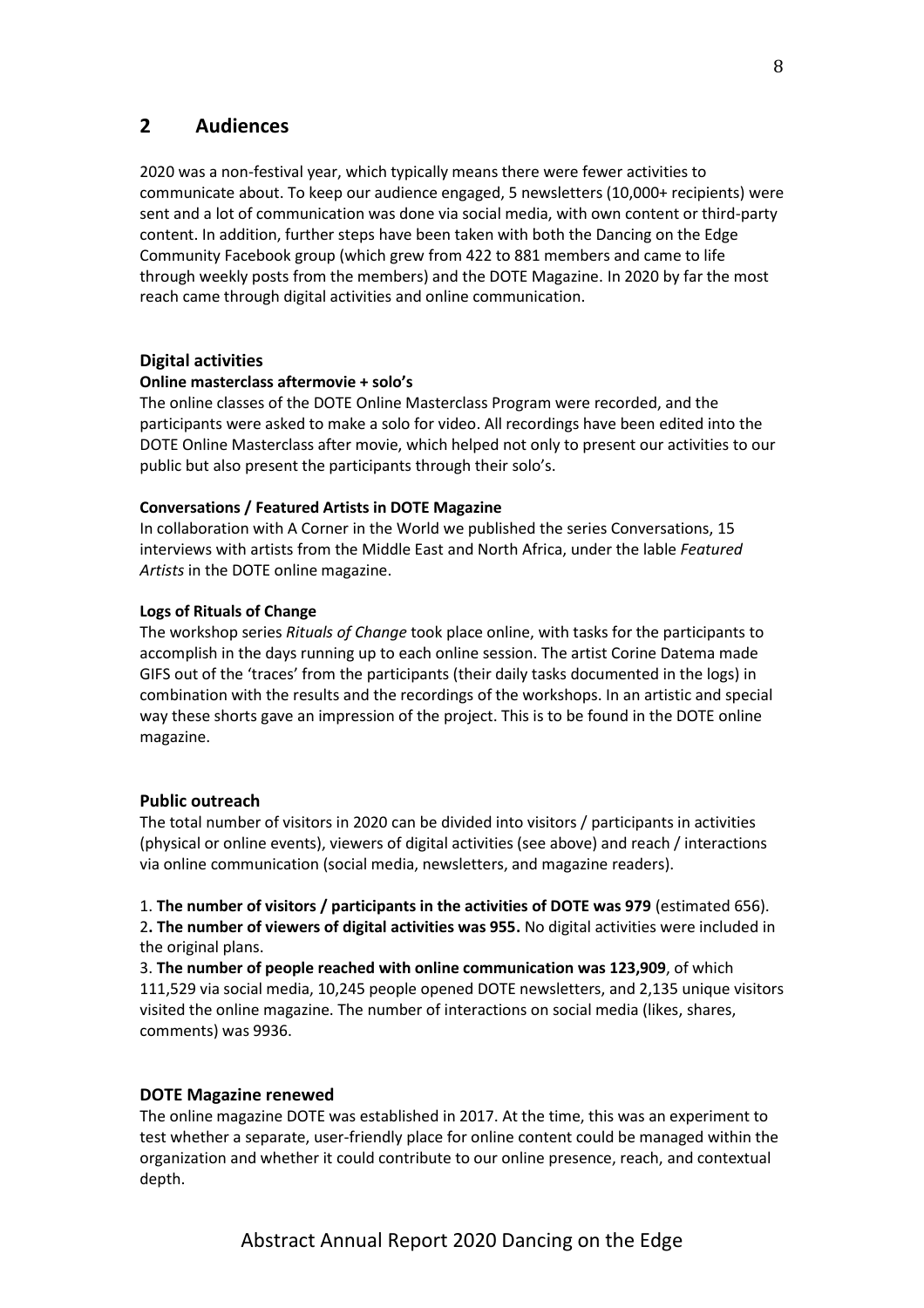## 2 Audiences

2020 was a non-festival year, which typically means there were fewer activities to communicate about. To keep our audience engaged, 5 newsletters (10,000+ recipients) were sent and a lot of communication was done via social media, with own content or third-party content. In addition, further steps have been taken with both the Dancing on the Edge Community Facebook group (which grew from 422 to 881 members and came to life through weekly posts from the members) and the DOTE Magazine. In 2020 by far the most reach came through digital activities and online communication.

### Digital activities

#### Online masterclass aftermovie + solo's

The online classes of the DOTE Online Masterclass Program were recorded, and the participants were asked to make a solo for video. All recordings have been edited into the DOTE Online Masterclass after movie, which helped not only to present our activities to our public but also present the participants through their solo's.

#### Conversations / Featured Artists in DOTE Magazine

In collaboration with A Corner in the World we published the series Conversations, 15 interviews with artists from the Middle East and North Africa, under the lable *Featured Artists* in the DOTE online magazine.

#### Logs of Rituals of Change

The workshop series *Rituals of Change* took place online, with tasks for the participants to accomplish in the days running up to each online session. The artist Corine Datema made GIFS out of the 'traces' from the participants (their daily tasks documented in the logs) in combination with the results and the recordings of the workshops. In an artistic and special way these shorts gave an impression of the project. This is to be found in the DOTE online magazine.

### Public outreach

The total number of visitors in 2020 can be divided into visitors / participants in activities (physical or online events), viewers of digital activities (see above) and reach / interactions via online communication (social media, newsletters, and magazine readers).

1. **The number of visitors / participants in the activities of DOTE was 979** (estimated 656).
2. **The number of viewers of digital activities was 955.** No digital activities were included in the original plans.
3. **The number of people reached with online communication was 123,909**, of which 111,529 via social media, 10,245 people opened DOTE newsletters, and 2,135 unique visitors visited the online magazine. The number of interactions on social media (likes, shares, comments) was 9936.

### DOTE Magazine renewed

The online magazine DOTE was established in 2017. At the time, this was an experiment to test whether a separate, user-friendly place for online content could be managed within the organization and whether it could contribute to our online presence, reach, and contextual depth.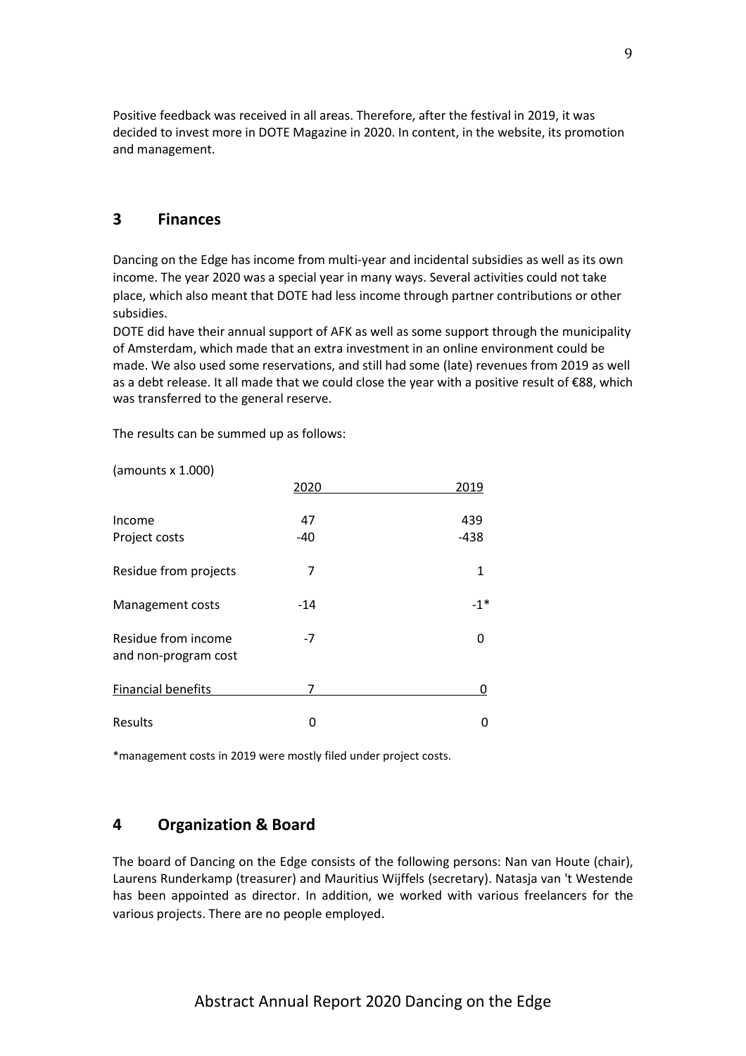Positive feedback was received in all areas. Therefore, after the festival in 2019, it was decided to invest more in DOTE Magazine in 2020. In content, in the website, its promotion and management.

## 3 Finances

Dancing on the Edge has income from multi-year and incidental subsidies as well as its own income. The year 2020 was a special year in many ways. Several activities could not take place, which also meant that DOTE had less income through partner contributions or other subsidies.

DOTE did have their annual support of AFK as well as some support through the municipality of Amsterdam, which made that an extra investment in an online environment could be made. We also used some reservations, and still had some (late) revenues from 2019 as well as a debt release. It all made that we could close the year with a positive result of €88, which was transferred to the general reserve.

The results can be summed up as follows:

(amounts x 1.000)

| | 2020 | 2019 |
|---|---|---|
| Income | 47 | 439 |
| Project costs | -40 | -438 |
| Residue from projects | 7 | 1 |
| Management costs | -14 | -1* |
| Residue from income and non-program cost | -7 | 0 |
| Financial benefits | 7 | 0 |
| Results | 0 | 0 |

*management costs in 2019 were mostly filed under project costs.

## 4 Organization & Board

The board of Dancing on the Edge consists of the following persons: Nan van Houte (chair), Laurens Runderkamp (treasurer) and Mauritius Wijffels (secretary). Natasja van 't Westende has been appointed as director. In addition, we worked with various freelancers for the various projects. There are no people employed.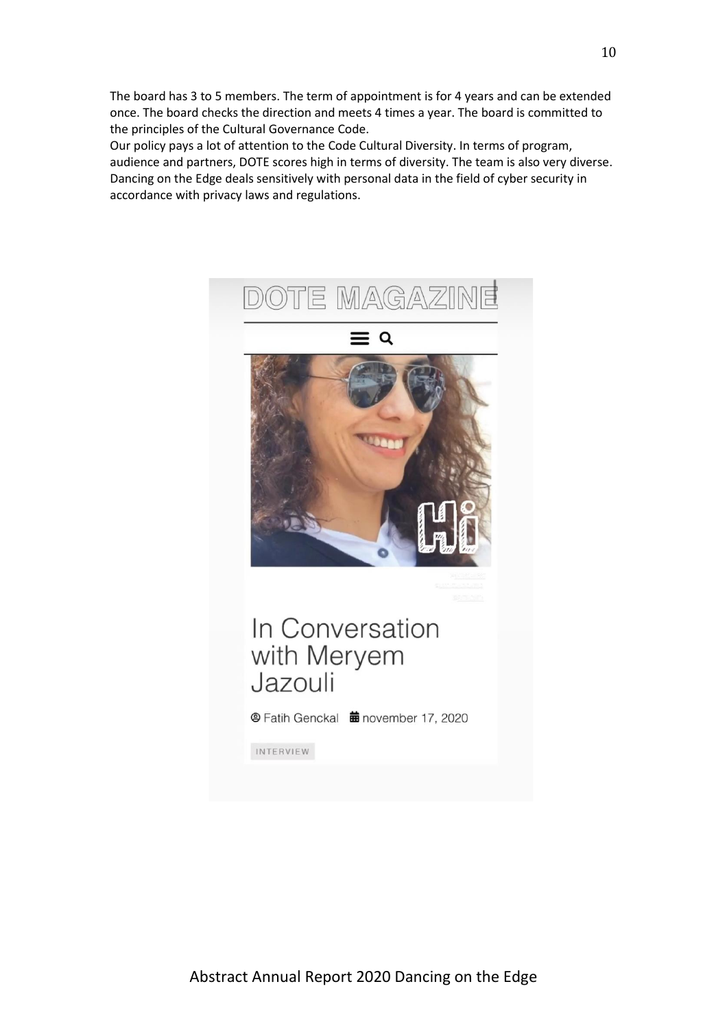The board has 3 to 5 members. The term of appointment is for 4 years and can be extended once. The board checks the direction and meets 4 times a year. The board is committed to the principles of the Cultural Governance Code.
Our policy pays a lot of attention to the Code Cultural Diversity. In terms of program, audience and partners, DOTE scores high in terms of diversity. The team is also very diverse. Dancing on the Edge deals sensitively with personal data in the field of cyber security in accordance with privacy laws and regulations.

DOTE MAGAZINE

In Conversation with Meryem Jazouli

Fatih Genckal november 17, 2020

INTERVIEW